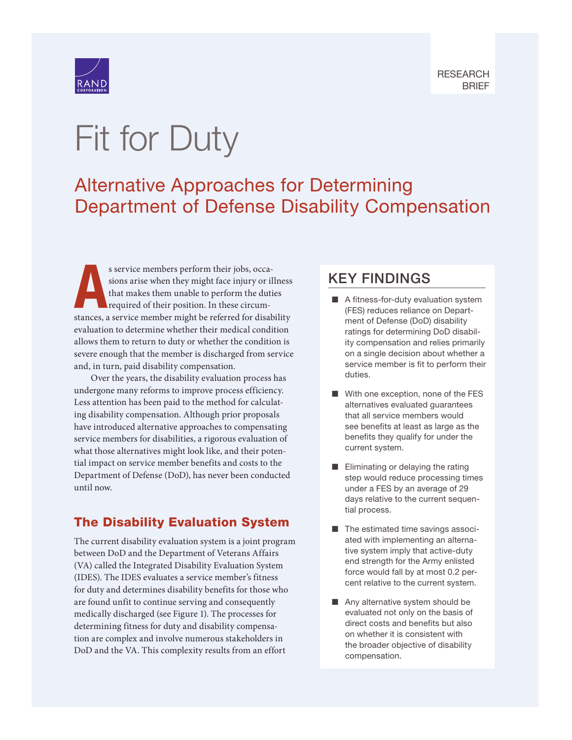RESEARCH BRIEF

# Fit for Duty

## Alternative Approaches for Determining Department of Defense Disability Compensation

As service members perform their jobs, occasions arise when they might face injury or illness that makes them unable to perform the duties required of their position. In these circumstances, a service member might be referred for disability evaluation to determine whether their medical condition allows them to return to duty or whether the condition is severe enough that the member is discharged from service and, in turn, paid disability compensation.

Over the years, the disability evaluation process has undergone many reforms to improve process efficiency. Less attention has been paid to the method for calculating disability compensation. Although prior proposals have introduced alternative approaches to compensating service members for disabilities, a rigorous evaluation of what those alternatives might look like, and their potential impact on service member benefits and costs to the Department of Defense (DoD), has never been conducted until now.

### The Disability Evaluation System

The current disability evaluation system is a joint program between DoD and the Department of Veterans Affairs (VA) called the Integrated Disability Evaluation System (IDES). The IDES evaluates a service member's fitness for duty and determines disability benefits for those who are found unfit to continue serving and consequently medically discharged (see Figure 1). The processes for determining fitness for duty and disability compensation are complex and involve numerous stakeholders in DoD and the VA. This complexity results from an effort

## KEY FINDINGS

- A fitness-for-duty evaluation system (FES) reduces reliance on Department of Defense (DoD) disability ratings for determining DoD disability compensation and relies primarily on a single decision about whether a service member is fit to perform their duties.
- With one exception, none of the FES alternatives evaluated guarantees that all service members would see benefits at least as large as the benefits they qualify for under the current system.
- Eliminating or delaying the rating step would reduce processing times under a FES by an average of 29 days relative to the current sequential process.
- The estimated time savings associated with implementing an alternative system imply that active-duty end strength for the Army enlisted force would fall by at most 0.2 percent relative to the current system.
- Any alternative system should be evaluated not only on the basis of direct costs and benefits but also on whether it is consistent with the broader objective of disability compensation.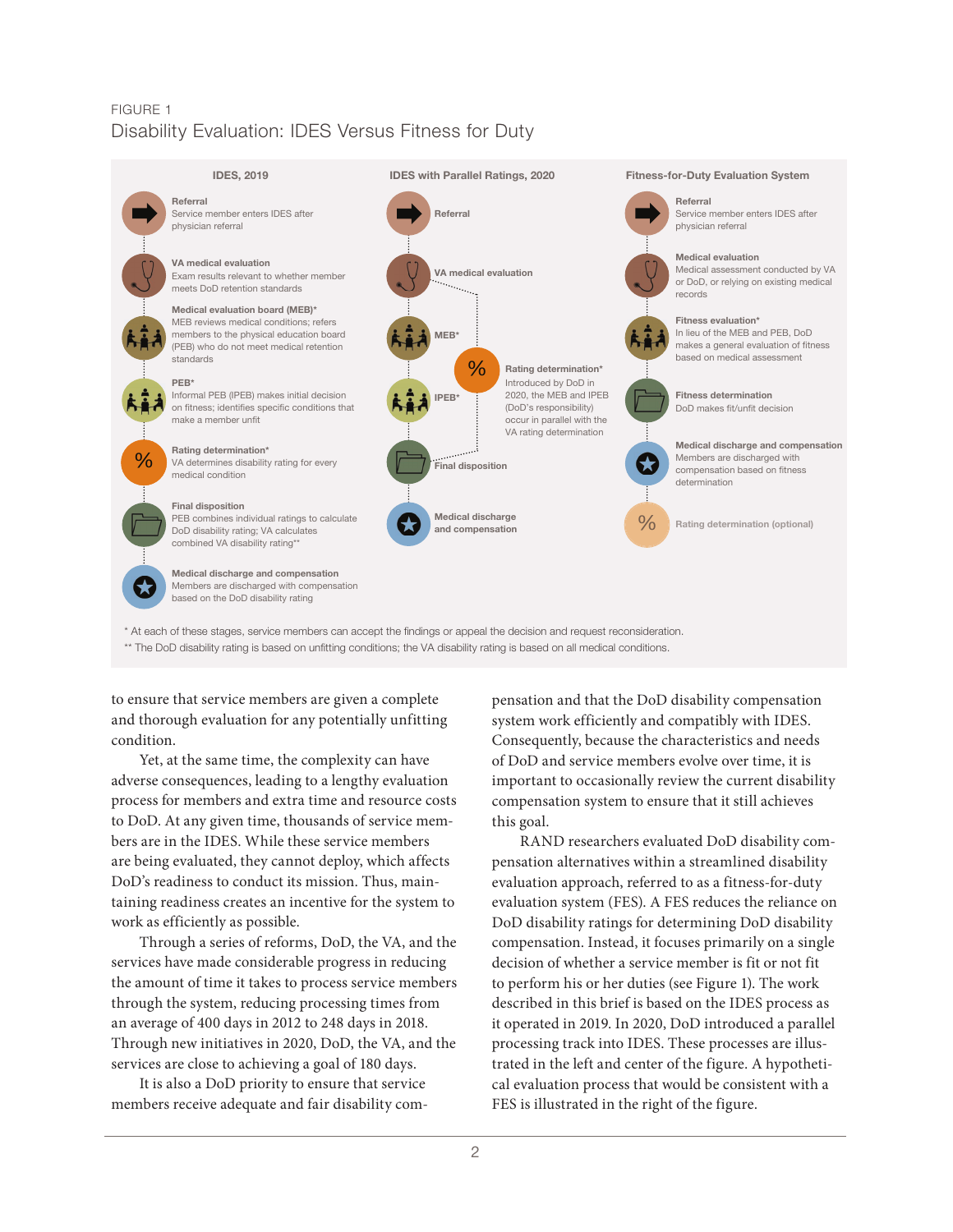FIGURE 1

Disability Evaluation: IDES Versus Fitness for Duty

**IDES, 2019**

- **Referral** — Service member enters IDES after physician referral
- **VA medical evaluation** — Exam results relevant to whether member meets DoD retention standards
- **Medical evaluation board (MEB)*** — MEB reviews medical conditions; refers members to the physical education board (PEB) who do not meet medical retention standards
- **PEB*** — Informal PEB (IPEB) makes initial decision on fitness; identifies specific conditions that make a member unfit
- **Rating determination*** — VA determines disability rating for every medical condition
- **Final disposition** — PEB combines individual ratings to calculate DoD disability rating; VA calculates combined VA disability rating**
- **Medical discharge and compensation** — Members are discharged with compensation based on the DoD disability rating

**IDES with Parallel Ratings, 2020**

- **Referral**
- **VA medical evaluation**
- **MEB***
- **IPEB***
- **Rating determination*** — Introduced by DoD in 2020, the MEB and IPEB (DoD's responsibility) occur in parallel with the VA rating determination
- **Final disposition**
- **Medical discharge and compensation**

**Fitness-for-Duty Evaluation System**

- **Referral** — Service member enters IDES after physician referral
- **Medical evaluation** — Medical assessment conducted by VA or DoD, or relying on existing medical records
- **Fitness evaluation*** — In lieu of the MEB and PEB, DoD makes a general evaluation of fitness based on medical assessment
- **Fitness determination** — DoD makes fit/unfit decision
- **Medical discharge and compensation** — Members are discharged with compensation based on fitness determination
- **Rating determination (optional)**

\* At each of these stages, service members can accept the findings or appeal the decision and request reconsideration.

\*\* The DoD disability rating is based on unfitting conditions; the VA disability rating is based on all medical conditions.

to ensure that service members are given a complete and thorough evaluation for any potentially unfitting condition.

Yet, at the same time, the complexity can have adverse consequences, leading to a lengthy evaluation process for members and extra time and resource costs to DoD. At any given time, thousands of service members are in the IDES. While these service members are being evaluated, they cannot deploy, which affects DoD's readiness to conduct its mission. Thus, maintaining readiness creates an incentive for the system to work as efficiently as possible.

Through a series of reforms, DoD, the VA, and the services have made considerable progress in reducing the amount of time it takes to process service members through the system, reducing processing times from an average of 400 days in 2012 to 248 days in 2018. Through new initiatives in 2020, DoD, the VA, and the services are close to achieving a goal of 180 days.

It is also a DoD priority to ensure that service members receive adequate and fair disability compensation and that the DoD disability compensation system work efficiently and compatibly with IDES. Consequently, because the characteristics and needs of DoD and service members evolve over time, it is important to occasionally review the current disability compensation system to ensure that it still achieves this goal.

RAND researchers evaluated DoD disability compensation alternatives within a streamlined disability evaluation approach, referred to as a fitness-for-duty evaluation system (FES). A FES reduces the reliance on DoD disability ratings for determining DoD disability compensation. Instead, it focuses primarily on a single decision of whether a service member is fit or not fit to perform his or her duties (see Figure 1). The work described in this brief is based on the IDES process as it operated in 2019. In 2020, DoD introduced a parallel processing track into IDES. These processes are illustrated in the left and center of the figure. A hypothetical evaluation process that would be consistent with a FES is illustrated in the right of the figure.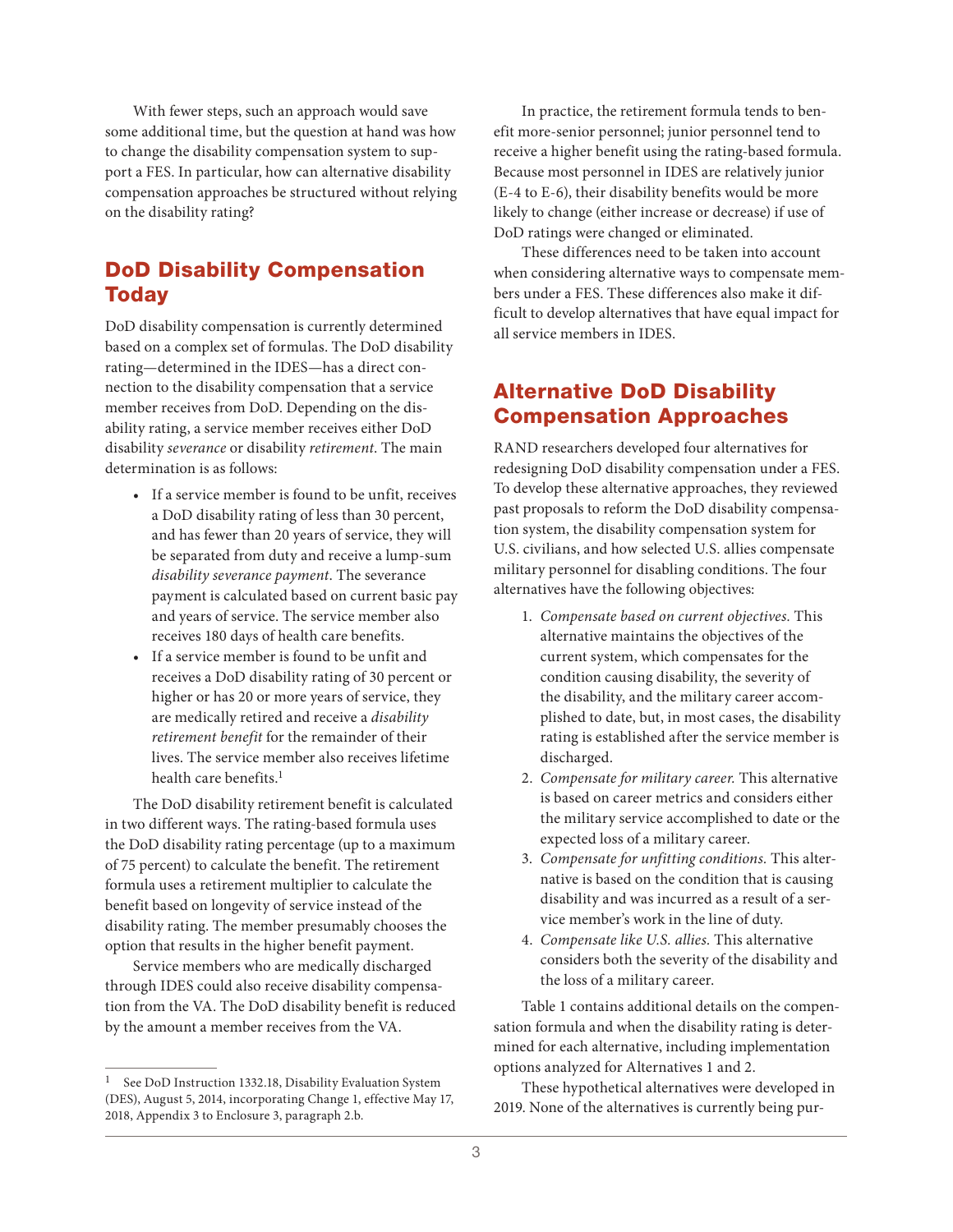With fewer steps, such an approach would save some additional time, but the question at hand was how to change the disability compensation system to support a FES. In particular, how can alternative disability compensation approaches be structured without relying on the disability rating?

## DoD Disability Compensation Today

DoD disability compensation is currently determined based on a complex set of formulas. The DoD disability rating—determined in the IDES—has a direct connection to the disability compensation that a service member receives from DoD. Depending on the disability rating, a service member receives either DoD disability *severance* or disability *retirement*. The main determination is as follows:

- If a service member is found to be unfit, receives a DoD disability rating of less than 30 percent, and has fewer than 20 years of service, they will be separated from duty and receive a lump-sum *disability severance payment*. The severance payment is calculated based on current basic pay and years of service. The service member also receives 180 days of health care benefits.
- If a service member is found to be unfit and receives a DoD disability rating of 30 percent or higher or has 20 or more years of service, they are medically retired and receive a *disability retirement benefit* for the remainder of their lives. The service member also receives lifetime health care benefits.[1]

The DoD disability retirement benefit is calculated in two different ways. The rating-based formula uses the DoD disability rating percentage (up to a maximum of 75 percent) to calculate the benefit. The retirement formula uses a retirement multiplier to calculate the benefit based on longevity of service instead of the disability rating. The member presumably chooses the option that results in the higher benefit payment.

Service members who are medically discharged through IDES could also receive disability compensation from the VA. The DoD disability benefit is reduced by the amount a member receives from the VA.

In practice, the retirement formula tends to benefit more-senior personnel; junior personnel tend to receive a higher benefit using the rating-based formula. Because most personnel in IDES are relatively junior (E-4 to E-6), their disability benefits would be more likely to change (either increase or decrease) if use of DoD ratings were changed or eliminated.

These differences need to be taken into account when considering alternative ways to compensate members under a FES. These differences also make it difficult to develop alternatives that have equal impact for all service members in IDES.

## Alternative DoD Disability Compensation Approaches

RAND researchers developed four alternatives for redesigning DoD disability compensation under a FES. To develop these alternative approaches, they reviewed past proposals to reform the DoD disability compensation system, the disability compensation system for U.S. civilians, and how selected U.S. allies compensate military personnel for disabling conditions. The four alternatives have the following objectives:

1. *Compensate based on current objectives.* This alternative maintains the objectives of the current system, which compensates for the condition causing disability, the severity of the disability, and the military career accomplished to date, but, in most cases, the disability rating is established after the service member is discharged.
2. *Compensate for military career.* This alternative is based on career metrics and considers either the military service accomplished to date or the expected loss of a military career.
3. *Compensate for unfitting conditions.* This alternative is based on the condition that is causing disability and was incurred as a result of a service member's work in the line of duty.
4. *Compensate like U.S. allies.* This alternative considers both the severity of the disability and the loss of a military career.

Table 1 contains additional details on the compensation formula and when the disability rating is determined for each alternative, including implementation options analyzed for Alternatives 1 and 2.

These hypothetical alternatives were developed in 2019. None of the alternatives is currently being pur-

---

[1] See DoD Instruction 1332.18, Disability Evaluation System (DES), August 5, 2014, incorporating Change 1, effective May 17, 2018, Appendix 3 to Enclosure 3, paragraph 2.b.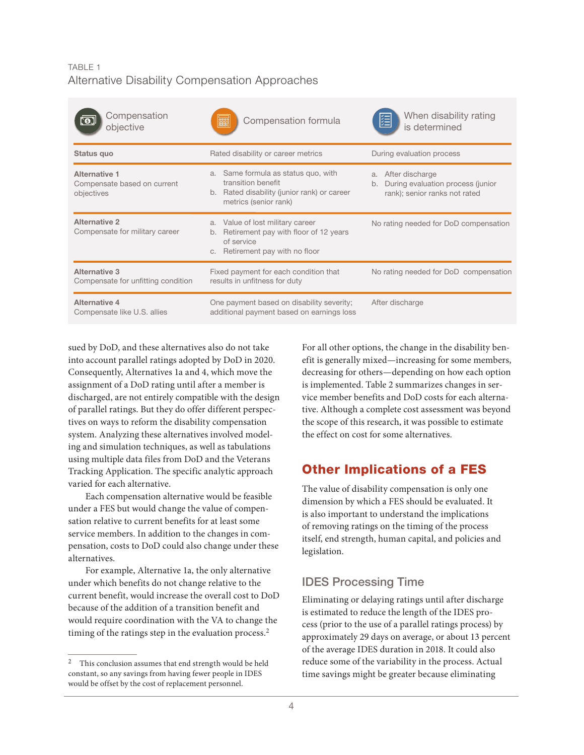TABLE 1

Alternative Disability Compensation Approaches

| Compensation objective | Compensation formula | When disability rating is determined |
|---|---|---|
| **Status quo** | Rated disability or career metrics | During evaluation process |
| **Alternative 1** Compensate based on current objectives | a. Same formula as status quo, with transition benefit<br>b. Rated disability (junior rank) or career metrics (senior rank) | a. After discharge<br>b. During evaluation process (junior rank); senior ranks not rated |
| **Alternative 2** Compensate for military career | a. Value of lost military career<br>b. Retirement pay with floor of 12 years of service<br>c. Retirement pay with no floor | No rating needed for DoD compensation |
| **Alternative 3** Compensate for unfitting condition | Fixed payment for each condition that results in unfitness for duty | No rating needed for DoD compensation |
| **Alternative 4** Compensate like U.S. allies | One payment based on disability severity; additional payment based on earnings loss | After discharge |

sued by DoD, and these alternatives also do not take into account parallel ratings adopted by DoD in 2020. Consequently, Alternatives 1a and 4, which move the assignment of a DoD rating until after a member is discharged, are not entirely compatible with the design of parallel ratings. But they do offer different perspectives on ways to reform the disability compensation system. Analyzing these alternatives involved modeling and simulation techniques, as well as tabulations using multiple data files from DoD and the Veterans Tracking Application. The specific analytic approach varied for each alternative.

Each compensation alternative would be feasible under a FES but would change the value of compensation relative to current benefits for at least some service members. In addition to the changes in compensation, costs to DoD could also change under these alternatives.

For example, Alternative 1a, the only alternative under which benefits do not change relative to the current benefit, would increase the overall cost to DoD because of the addition of a transition benefit and would require coordination with the VA to change the timing of the ratings step in the evaluation process.[2]

For all other options, the change in the disability benefit is generally mixed—increasing for some members, decreasing for others—depending on how each option is implemented. Table 2 summarizes changes in service member benefits and DoD costs for each alternative. Although a complete cost assessment was beyond the scope of this research, it was possible to estimate the effect on cost for some alternatives.

## Other Implications of a FES

The value of disability compensation is only one dimension by which a FES should be evaluated. It is also important to understand the implications of removing ratings on the timing of the process itself, end strength, human capital, and policies and legislation.

### IDES Processing Time

Eliminating or delaying ratings until after discharge is estimated to reduce the length of the IDES process (prior to the use of a parallel ratings process) by approximately 29 days on average, or about 13 percent of the average IDES duration in 2018. It could also reduce some of the variability in the process. Actual time savings might be greater because eliminating

[2] This conclusion assumes that end strength would be held constant, so any savings from having fewer people in IDES would be offset by the cost of replacement personnel.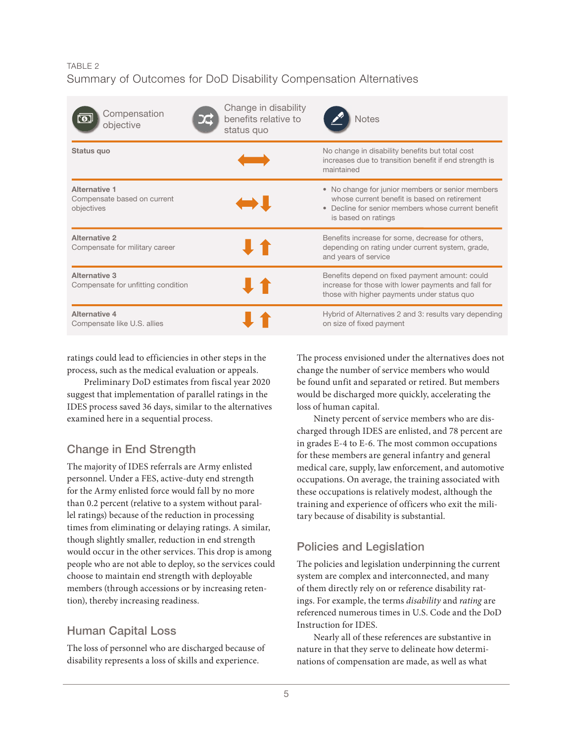TABLE 2

Summary of Outcomes for DoD Disability Compensation Alternatives

| Compensation objective | Change in disability benefits relative to status quo | Notes |
|---|---|---|
| **Status quo** | ↔ | No change in disability benefits but total cost increases due to transition benefit if end strength is maintained |
| **Alternative 1** Compensate based on current objectives | ↔ ↓ | • No change for junior members or senior members whose current benefit is based on retirement • Decline for senior members whose current benefit is based on ratings |
| **Alternative 2** Compensate for military career | ↓ ↑ | Benefits increase for some, decrease for others, depending on rating under current system, grade, and years of service |
| **Alternative 3** Compensate for unfitting condition | ↓ ↑ | Benefits depend on fixed payment amount: could increase for those with lower payments and fall for those with higher payments under status quo |
| **Alternative 4** Compensate like U.S. allies | ↓ ↑ | Hybrid of Alternatives 2 and 3: results vary depending on size of fixed payment |

ratings could lead to efficiencies in other steps in the process, such as the medical evaluation or appeals.

Preliminary DoD estimates from fiscal year 2020 suggest that implementation of parallel ratings in the IDES process saved 36 days, similar to the alternatives examined here in a sequential process.

## Change in End Strength

The majority of IDES referrals are Army enlisted personnel. Under a FES, active-duty end strength for the Army enlisted force would fall by no more than 0.2 percent (relative to a system without parallel ratings) because of the reduction in processing times from eliminating or delaying ratings. A similar, though slightly smaller, reduction in end strength would occur in the other services. This drop is among people who are not able to deploy, so the services could choose to maintain end strength with deployable members (through accessions or by increasing retention), thereby increasing readiness.

## Human Capital Loss

The loss of personnel who are discharged because of disability represents a loss of skills and experience. The process envisioned under the alternatives does not change the number of service members who would be found unfit and separated or retired. But members would be discharged more quickly, accelerating the loss of human capital.

Ninety percent of service members who are discharged through IDES are enlisted, and 78 percent are in grades E-4 to E-6. The most common occupations for these members are general infantry and general medical care, supply, law enforcement, and automotive occupations. On average, the training associated with these occupations is relatively modest, although the training and experience of officers who exit the military because of disability is substantial.

## Policies and Legislation

The policies and legislation underpinning the current system are complex and interconnected, and many of them directly rely on or reference disability ratings. For example, the terms *disability* and *rating* are referenced numerous times in U.S. Code and the DoD Instruction for IDES.

Nearly all of these references are substantive in nature in that they serve to delineate how determinations of compensation are made, as well as what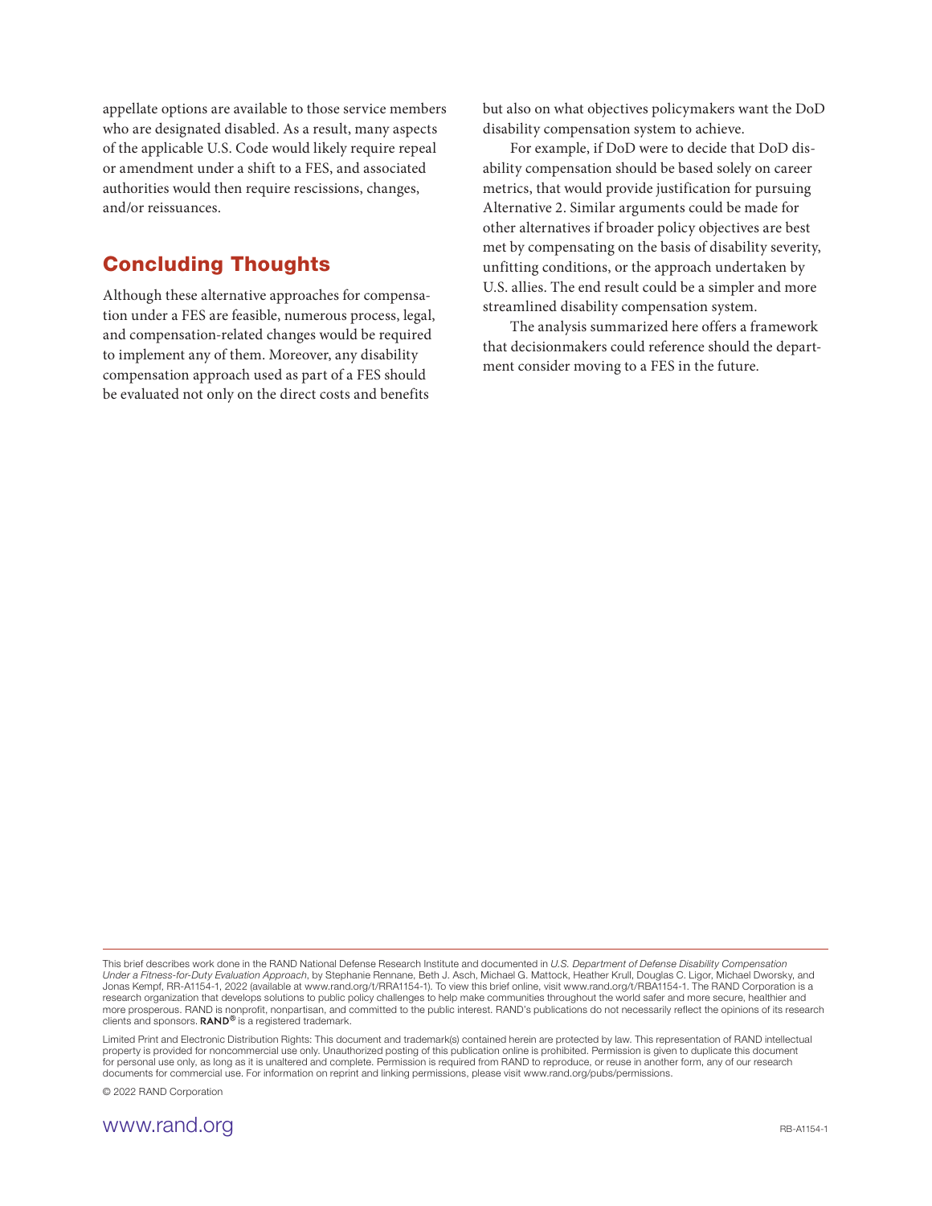appellate options are available to those service members who are designated disabled. As a result, many aspects of the applicable U.S. Code would likely require repeal or amendment under a shift to a FES, and associated authorities would then require rescissions, changes, and/or reissuances.

## Concluding Thoughts

Although these alternative approaches for compensation under a FES are feasible, numerous process, legal, and compensation-related changes would be required to implement any of them. Moreover, any disability compensation approach used as part of a FES should be evaluated not only on the direct costs and benefits but also on what objectives policymakers want the DoD disability compensation system to achieve.

For example, if DoD were to decide that DoD disability compensation should be based solely on career metrics, that would provide justification for pursuing Alternative 2. Similar arguments could be made for other alternatives if broader policy objectives are best met by compensating on the basis of disability severity, unfitting conditions, or the approach undertaken by U.S. allies. The end result could be a simpler and more streamlined disability compensation system.

The analysis summarized here offers a framework that decisionmakers could reference should the department consider moving to a FES in the future.

This brief describes work done in the RAND National Defense Research Institute and documented in *U.S. Department of Defense Disability Compensation Under a Fitness-for-Duty Evaluation Approach*, by Stephanie Rennane, Beth J. Asch, Michael G. Mattock, Heather Krull, Douglas C. Ligor, Michael Dworsky, and Jonas Kempf, RR-A1154-1, 2022 (available at www.rand.org/t/RRA1154-1). To view this brief online, visit www.rand.org/t/RBA1154-1. The RAND Corporation is a research organization that develops solutions to public policy challenges to help make communities throughout the world safer and more secure, healthier and more prosperous. RAND is nonprofit, nonpartisan, and committed to the public interest. RAND's publications do not necessarily reflect the opinions of its research clients and sponsors. **RAND**® is a registered trademark.

Limited Print and Electronic Distribution Rights: This document and trademark(s) contained herein are protected by law. This representation of RAND intellectual property is provided for noncommercial use only. Unauthorized posting of this publication online is prohibited. Permission is given to duplicate this document for personal use only, as long as it is unaltered and complete. Permission is required from RAND to reproduce, or reuse in another form, any of our research documents for commercial use. For information on reprint and linking permissions, please visit www.rand.org/pubs/permissions.

© 2022 RAND Corporation

www.rand.org

RB-A1154-1